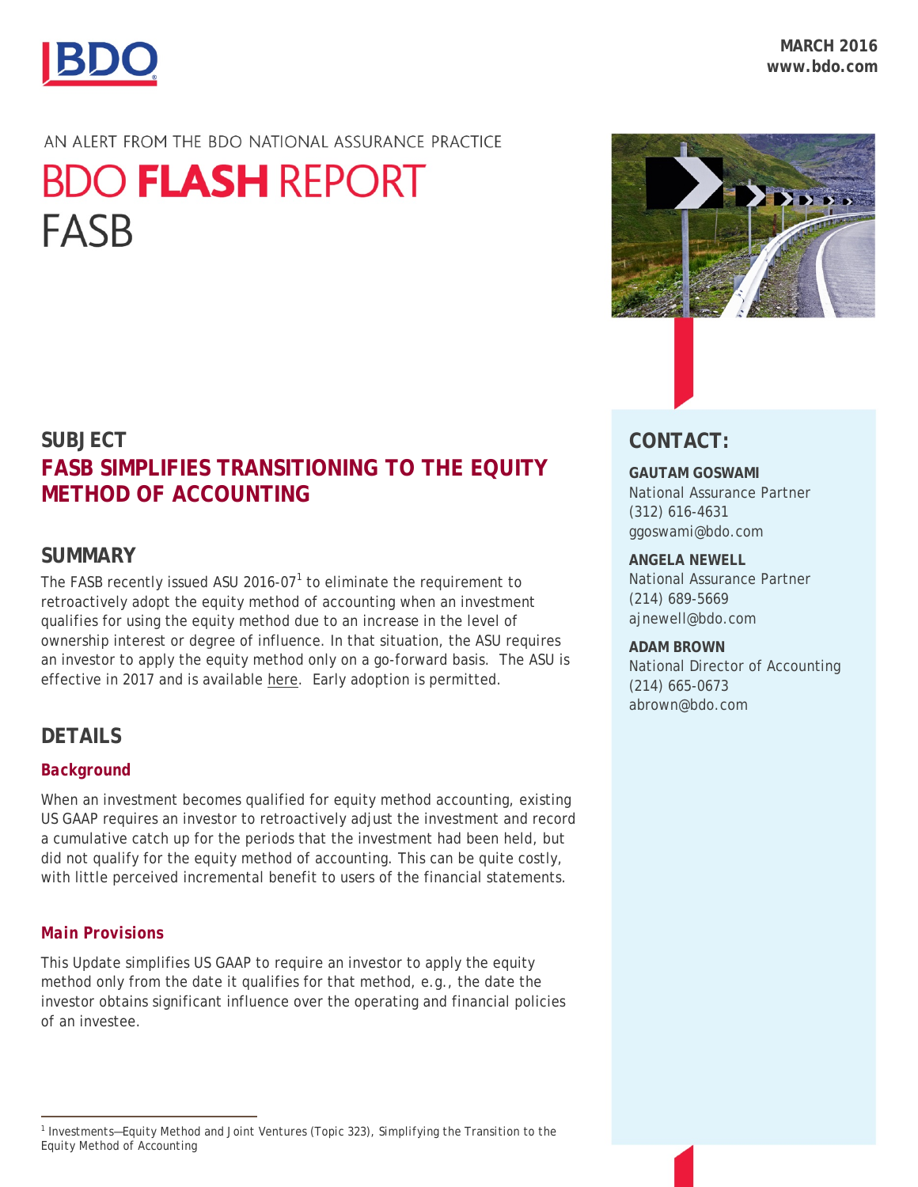MARCH 2016
www.bdo.com

AN ALERT FROM THE BDO NATIONAL ASSURANCE PRACTICE

# BDO FLASH REPORT
# FASB

## SUBJECT
## FASB SIMPLIFIES TRANSITIONING TO THE EQUITY METHOD OF ACCOUNTING

## SUMMARY

The FASB recently issued ASU 2016-07[1] to eliminate the requirement to retroactively adopt the equity method of accounting when an investment qualifies for using the equity method due to an increase in the level of ownership interest or degree of influence. In that situation, the ASU requires an investor to apply the equity method only on a go-forward basis. The ASU is effective in 2017 and is available here. Early adoption is permitted.

## DETAILS

### Background

When an investment becomes qualified for equity method accounting, existing US GAAP requires an investor to retroactively adjust the investment and record a cumulative catch up for the periods that the investment had been held, but did not qualify for the equity method of accounting. This can be quite costly, with little perceived incremental benefit to users of the financial statements.

### Main Provisions

This Update simplifies US GAAP to require an investor to apply the equity method only from the date it qualifies for that method, e.g., the date the investor obtains significant influence over the operating and financial policies of an investee.

## CONTACT:

**GAUTAM GOSWAMI**
National Assurance Partner
(312) 616-4631
ggoswami@bdo.com

**ANGELA NEWELL**
National Assurance Partner
(214) 689-5669
ajnewell@bdo.com

**ADAM BROWN**
National Director of Accounting
(214) 665-0673
abrown@bdo.com

---

[1] Investments—Equity Method and Joint Ventures (Topic 323), Simplifying the Transition to the Equity Method of Accounting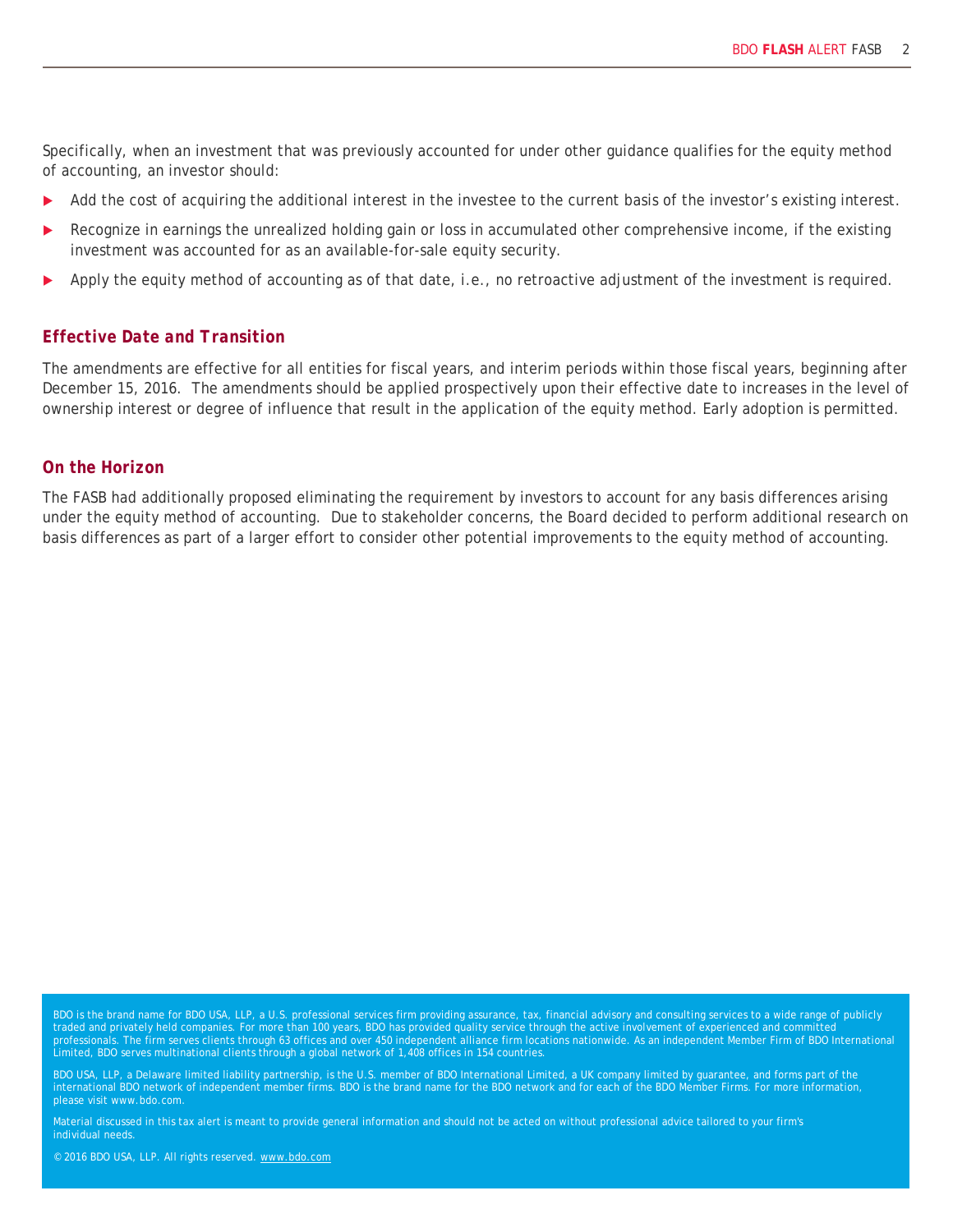Specifically, when an investment that was previously accounted for under other guidance qualifies for the equity method of accounting, an investor should:

- Add the cost of acquiring the additional interest in the investee to the current basis of the investor's existing interest.
- Recognize in earnings the unrealized holding gain or loss in accumulated other comprehensive income, if the existing investment was accounted for as an available-for-sale equity security.
- Apply the equity method of accounting as of that date, i.e., no retroactive adjustment of the investment is required.

## Effective Date and Transition

The amendments are effective for all entities for fiscal years, and interim periods within those fiscal years, beginning after December 15, 2016. The amendments should be applied prospectively upon their effective date to increases in the level of ownership interest or degree of influence that result in the application of the equity method. Early adoption is permitted.

## On the Horizon

The FASB had additionally proposed eliminating the requirement by investors to account for any basis differences arising under the equity method of accounting. Due to stakeholder concerns, the Board decided to perform additional research on basis differences as part of a larger effort to consider other potential improvements to the equity method of accounting.

BDO is the brand name for BDO USA, LLP, a U.S. professional services firm providing assurance, tax, financial advisory and consulting services to a wide range of publicly traded and privately held companies. For more than 100 years, BDO has provided quality service through the active involvement of experienced and committed professionals. The firm serves clients through 63 offices and over 450 independent alliance firm locations nationwide. As an independent Member Firm of BDO International Limited, BDO serves multinational clients through a global network of 1,408 offices in 154 countries.

BDO USA, LLP, a Delaware limited liability partnership, is the U.S. member of BDO International Limited, a UK company limited by guarantee, and forms part of the international BDO network of independent member firms. BDO is the brand name for the BDO network and for each of the BDO Member Firms. For more information, please visit www.bdo.com.

Material discussed in this tax alert is meant to provide general information and should not be acted on without professional advice tailored to your firm's individual needs.

© 2016 BDO USA, LLP. All rights reserved. www.bdo.com